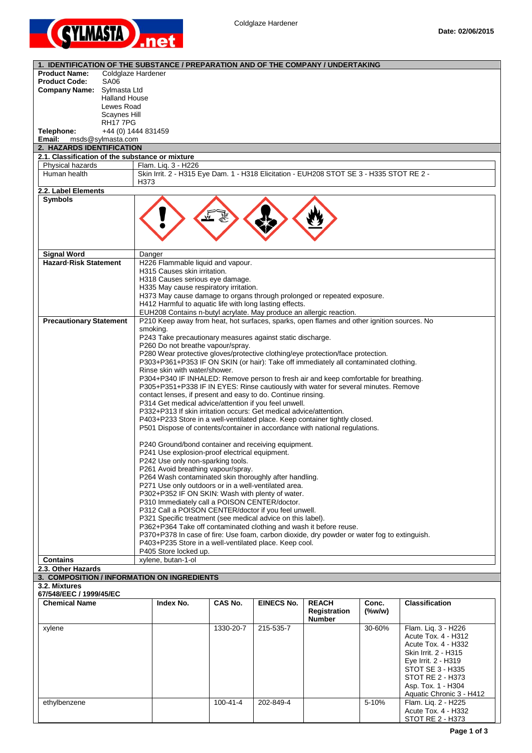Coldglaze Hardener

**Date: 02/06/2015**

## 1. IDENTIFICATION OF THE SUBSTANCE / PREPARATION AND OF THE COMPANY / UNDERTAKING

**Product Name:** Coldglaze Hardener
**Product Code:** SA06
**Company Name:** Sylmasta Ltd
Halland House
Lewes Road
Scaynes Hill
RH17 7PG
**Telephone:** +44 (0) 1444 831459
**Email:** msds@sylmasta.com

## 2. HAZARDS IDENTIFICATION

### 2.1. Classification of the substance or mixture

| | |
|---|---|
| Physical hazards | Flam. Liq. 3 - H226 |
| Human health | Skin Irrit. 2 - H315 Eye Dam. 1 - H318 Elicitation - EUH208 STOT SE 3 - H335 STOT RE 2 - H373 |

### 2.2. Label Elements

| | |
|---|---|
| **Symbols** | |
| **Signal Word** | Danger |
| **Hazard·Risk Statement** | H226 Flammable liquid and vapour.<br>H315 Causes skin irritation.<br>H318 Causes serious eye damage.<br>H335 May cause respiratory irritation.<br>H373 May cause damage to organs through prolonged or repeated exposure.<br>H412 Harmful to aquatic life with long lasting effects.<br>EUH208 Contains n-butyl acrylate. May produce an allergic reaction. |
| **Precautionary Statement** | P210 Keep away from heat, hot surfaces, sparks, open flames and other ignition sources. No smoking.<br>P243 Take precautionary measures against static discharge.<br>P260 Do not breathe vapour/spray.<br>P280 Wear protective gloves/protective clothing/eye protection/face protection.<br>P303+P361+P353 IF ON SKIN (or hair): Take off immediately all contaminated clothing. Rinse skin with water/shower.<br>P304+P340 IF INHALED: Remove person to fresh air and keep comfortable for breathing.<br>P305+P351+P338 IF IN EYES: Rinse cautiously with water for several minutes. Remove contact lenses, if present and easy to do. Continue rinsing.<br>P314 Get medical advice/attention if you feel unwell.<br>P332+P313 If skin irritation occurs: Get medical advice/attention.<br>P403+P233 Store in a well-ventilated place. Keep container tightly closed.<br>P501 Dispose of contents/container in accordance with national regulations.<br><br>P240 Ground/bond container and receiving equipment.<br>P241 Use explosion-proof electrical equipment.<br>P242 Use only non-sparking tools.<br>P261 Avoid breathing vapour/spray.<br>P264 Wash contaminated skin thoroughly after handling.<br>P271 Use only outdoors or in a well-ventilated area.<br>P302+P352 IF ON SKIN: Wash with plenty of water.<br>P310 Immediately call a POISON CENTER/doctor.<br>P312 Call a POISON CENTER/doctor if you feel unwell.<br>P321 Specific treatment (see medical advice on this label).<br>P362+P364 Take off contaminated clothing and wash it before reuse.<br>P370+P378 In case of fire: Use foam, carbon dioxide, dry powder or water fog to extinguish.<br>P403+P235 Store in a well-ventilated place. Keep cool.<br>P405 Store locked up. |
| **Contains** | xylene, butan-1-ol |

### 2.3. Other Hazards

## 3. COMPOSITION / INFORMATION ON INGREDIENTS

### 3.2. Mixtures

**67/548/EEC / 1999/45/EC**

| Chemical Name | Index No. | CAS No. | EINECS No. | REACH Registration Number | Conc. (%w/w) | Classification |
|---|---|---|---|---|---|---|
| xylene | | 1330-20-7 | 215-535-7 | | 30-60% | Flam. Liq. 3 - H226<br>Acute Tox. 4 - H312<br>Acute Tox. 4 - H332<br>Skin Irrit. 2 - H315<br>Eye Irrit. 2 - H319<br>STOT SE 3 - H335<br>STOT RE 2 - H373<br>Asp. Tox. 1 - H304<br>Aquatic Chronic 3 - H412 |
| ethylbenzene | | 100-41-4 | 202-849-4 | | 5-10% | Flam. Liq. 2 - H225<br>Acute Tox. 4 - H332<br>STOT RE 2 - H373 |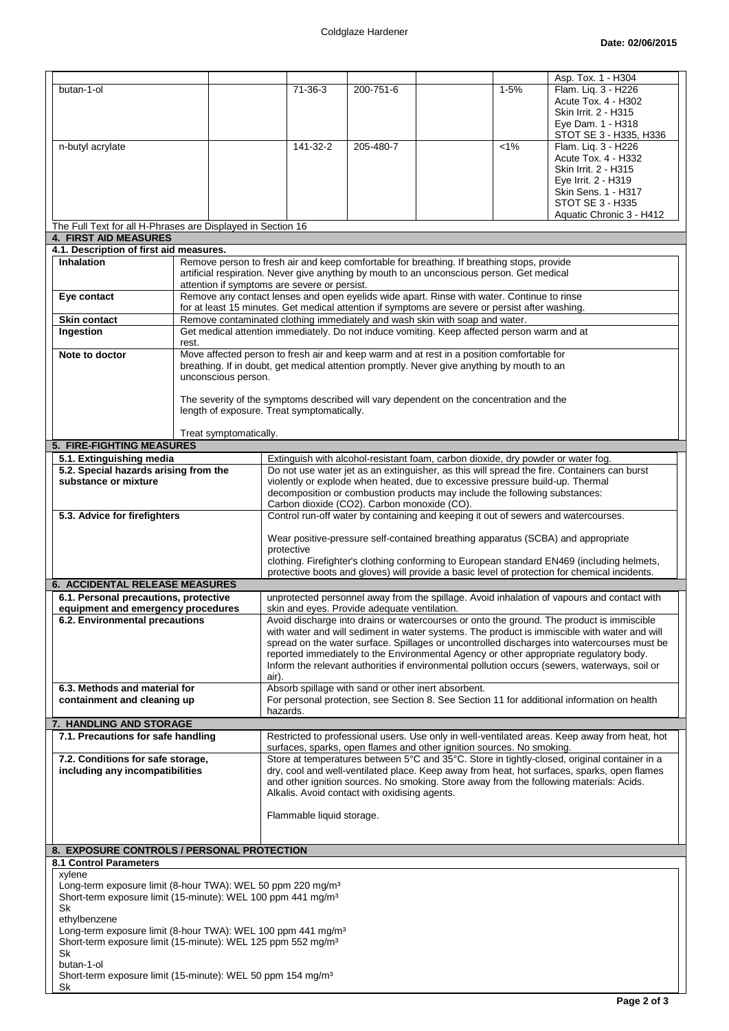| | | | | | | | |
|---|---|---|---|---|---|---|---|
| | | | | | | | Asp. Tox. 1 - H304 |
| butan-1-ol | | | 71-36-3 | 200-751-6 | | 1-5% | Flam. Liq. 3 - H226<br>Acute Tox. 4 - H302<br>Skin Irrit. 2 - H315<br>Eye Dam. 1 - H318<br>STOT SE 3 - H335, H336 |
| n-butyl acrylate | | | 141-32-2 | 205-480-7 | | <1% | Flam. Liq. 3 - H226<br>Acute Tox. 4 - H332<br>Skin Irrit. 2 - H315<br>Eye Irrit. 2 - H319<br>Skin Sens. 1 - H317<br>STOT SE 3 - H335<br>Aquatic Chronic 3 - H412 |

The Full Text for all H-Phrases are Displayed in Section 16

## 4. FIRST AID MEASURES

### 4.1. Description of first aid measures.

| | |
|---|---|
| **Inhalation** | Remove person to fresh air and keep comfortable for breathing. If breathing stops, provide artificial respiration. Never give anything by mouth to an unconscious person. Get medical attention if symptoms are severe or persist. |
| **Eye contact** | Remove any contact lenses and open eyelids wide apart. Rinse with water. Continue to rinse for at least 15 minutes. Get medical attention if symptoms are severe or persist after washing. |
| **Skin contact** | Remove contaminated clothing immediately and wash skin with soap and water. |
| **Ingestion** | Get medical attention immediately. Do not induce vomiting. Keep affected person warm and at rest. |
| **Note to doctor** | Move affected person to fresh air and keep warm and at rest in a position comfortable for breathing. If in doubt, get medical attention promptly. Never give anything by mouth to an unconscious person.<br><br>The severity of the symptoms described will vary dependent on the concentration and the length of exposure. Treat symptomatically.<br><br>Treat symptomatically. |

## 5. FIRE-FIGHTING MEASURES

| | |
|---|---|
| **5.1. Extinguishing media** | Extinguish with alcohol-resistant foam, carbon dioxide, dry powder or water fog. |
| **5.2. Special hazards arising from the substance or mixture** | Do not use water jet as an extinguisher, as this will spread the fire. Containers can burst violently or explode when heated, due to excessive pressure build-up. Thermal decomposition or combustion products may include the following substances: Carbon dioxide ($CO_2$). Carbon monoxide (CO). |
| **5.3. Advice for firefighters** | Control run-off water by containing and keeping it out of sewers and watercourses.<br><br>Wear positive-pressure self-contained breathing apparatus (SCBA) and appropriate protective<br>clothing. Firefighter's clothing conforming to European standard EN469 (including helmets, protective boots and gloves) will provide a basic level of protection for chemical incidents. |

## 6. ACCIDENTAL RELEASE MEASURES

| | |
|---|---|
| **6.1. Personal precautions, protective equipment and emergency procedures** | unprotected personnel away from the spillage. Avoid inhalation of vapours and contact with skin and eyes. Provide adequate ventilation. |
| **6.2. Environmental precautions** | Avoid discharge into drains or watercourses or onto the ground. The product is immiscible with water and will sediment in water systems. The product is immiscible with water and will spread on the water surface. Spillages or uncontrolled discharges into watercourses must be reported immediately to the Environmental Agency or other appropriate regulatory body. Inform the relevant authorities if environmental pollution occurs (sewers, waterways, soil or air). |
| **6.3. Methods and material for containment and cleaning up** | Absorb spillage with sand or other inert absorbent.<br>For personal protection, see Section 8. See Section 11 for additional information on health hazards. |

## 7. HANDLING AND STORAGE

| | |
|---|---|
| **7.1. Precautions for safe handling** | Restricted to professional users. Use only in well-ventilated areas. Keep away from heat, hot surfaces, sparks, open flames and other ignition sources. No smoking. |
| **7.2. Conditions for safe storage, including any incompatibilities** | Store at temperatures between 5°C and 35°C. Store in tightly-closed, original container in a dry, cool and well-ventilated place. Keep away from heat, hot surfaces, sparks, open flames and other ignition sources. No smoking. Store away from the following materials: Acids. Alkalis. Avoid contact with oxidising agents.<br><br>Flammable liquid storage. |

## 8. EXPOSURE CONTROLS / PERSONAL PROTECTION

### 8.1 Control Parameters

xylene
Long-term exposure limit (8-hour TWA): WEL 50 ppm 220 mg/m³
Short-term exposure limit (15-minute): WEL 100 ppm 441 mg/m³
Sk
ethylbenzene
Long-term exposure limit (8-hour TWA): WEL 100 ppm 441 mg/m³
Short-term exposure limit (15-minute): WEL 125 ppm 552 mg/m³
Sk
butan-1-ol
Short-term exposure limit (15-minute): WEL 50 ppm 154 mg/m³
Sk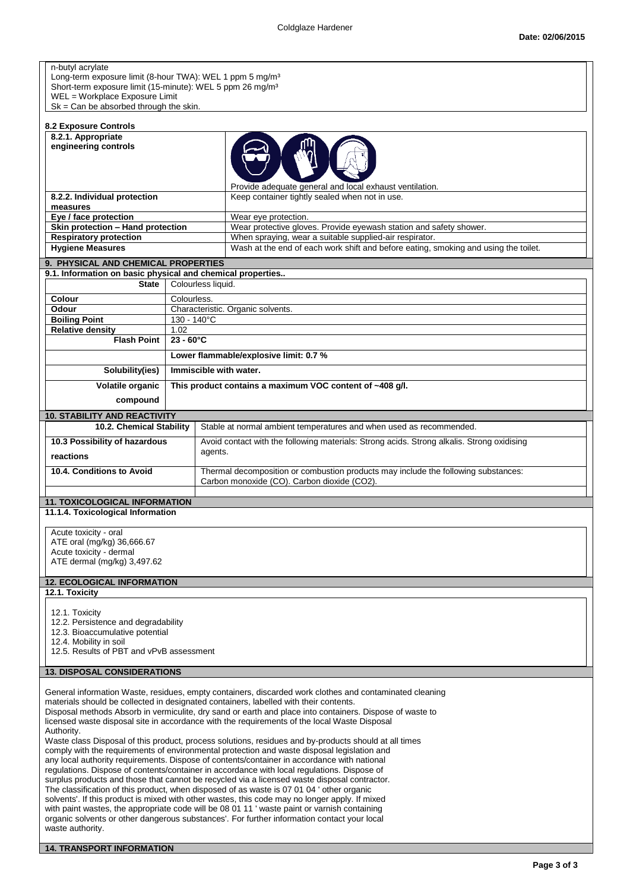n-butyl acrylate
Long-term exposure limit (8-hour TWA): WEL 1 ppm 5 mg/m³
Short-term exposure limit (15-minute): WEL 5 ppm 26 mg/m³
WEL = Workplace Exposure Limit
Sk = Can be absorbed through the skin.

**8.2 Exposure Controls**

| | |
|---|---|
| **8.2.1. Appropriate engineering controls** | Provide adequate general and local exhaust ventilation. |
| **8.2.2. Individual protection measures** | Keep container tightly sealed when not in use. |
| **Eye / face protection** | Wear eye protection. |
| **Skin protection – Hand protection** | Wear protective gloves. Provide eyewash station and safety shower. |
| **Respiratory protection** | When spraying, wear a suitable supplied-air respirator. |
| **Hygiene Measures** | Wash at the end of each work shift and before eating, smoking and using the toilet. |

## 9. PHYSICAL AND CHEMICAL PROPERTIES

**9.1. Information on basic physical and chemical properties..**

| | |
|---|---|
| **State** | Colourless liquid. |
| **Colour** | Colourless. |
| **Odour** | Characteristic. Organic solvents. |
| **Boiling Point** | 130 - 140°C |
| **Relative density** | 1.02 |
| **Flash Point** | **23 - 60°C** |
| | **Lower flammable/explosive limit: 0.7 %** |
| **Solubility(ies)** | **Immiscible with water.** |
| **Volatile organic compound** | **This product contains a maximum VOC content of ~408 g/l.** |

## 10. STABILITY AND REACTIVITY

| | |
|---|---|
| **10.2. Chemical Stability** | Stable at normal ambient temperatures and when used as recommended. |
| **10.3 Possibility of hazardous reactions** | Avoid contact with the following materials: Strong acids. Strong alkalis. Strong oxidising agents. |
| **10.4. Conditions to Avoid** | Thermal decomposition or combustion products may include the following substances: Carbon monoxide (CO). Carbon dioxide (CO2). |

## 11. TOXICOLOGICAL INFORMATION

**11.1.4. Toxicological Information**

Acute toxicity - oral
ATE oral (mg/kg) 36,666.67
Acute toxicity - dermal
ATE dermal (mg/kg) 3,497.62

## 12. ECOLOGICAL INFORMATION

**12.1. Toxicity**

12.1. Toxicity
12.2. Persistence and degradability
12.3. Bioaccumulative potential
12.4. Mobility in soil
12.5. Results of PBT and vPvB assessment

## 13. DISPOSAL CONSIDERATIONS

General information Waste, residues, empty containers, discarded work clothes and contaminated cleaning materials should be collected in designated containers, labelled with their contents.
Disposal methods Absorb in vermiculite, dry sand or earth and place into containers. Dispose of waste to licensed waste disposal site in accordance with the requirements of the local Waste Disposal Authority.
Waste class Disposal of this product, process solutions, residues and by-products should at all times comply with the requirements of environmental protection and waste disposal legislation and any local authority requirements. Dispose of contents/container in accordance with national regulations. Dispose of contents/container in accordance with local regulations. Dispose of surplus products and those that cannot be recycled via a licensed waste disposal contractor.
The classification of this product, when disposed of as waste is 07 01 04 ' other organic solvents'. If this product is mixed with other wastes, this code may no longer apply. If mixed with paint wastes, the appropriate code will be 08 01 11 ' waste paint or varnish containing organic solvents or other dangerous substances'. For further information contact your local waste authority.

## 14. TRANSPORT INFORMATION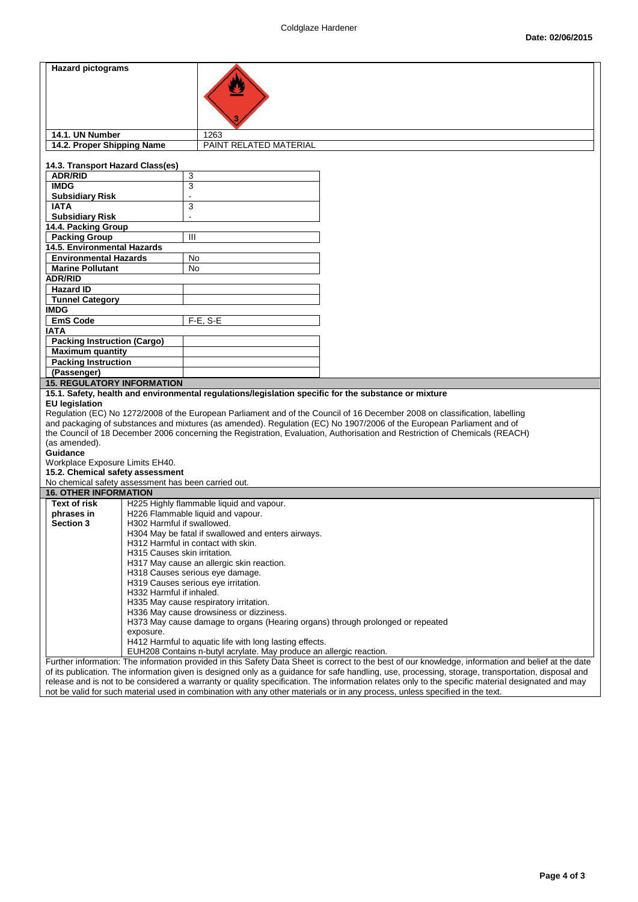| | |
|---|---|
| **Hazard pictograms** | |
| **14.1. UN Number** | 1263 |
| **14.2. Proper Shipping Name** | PAINT RELATED MATERIAL |

**14.3. Transport Hazard Class(es)**

| | |
|---|---|
| **ADR/RID** | 3 |
| **IMDG** | 3 |
| **Subsidiary Risk** | - |
| **IATA** | 3 |
| **Subsidiary Risk** | - |

**14.4. Packing Group**

| | |
|---|---|
| **Packing Group** | III |

**14.5. Environmental Hazards**

| | |
|---|---|
| **Environmental Hazards** | No |
| **Marine Pollutant** | No |

**ADR/RID**

| | |
|---|---|
| **Hazard ID** | |
| **Tunnel Category** | |

**IMDG**

| | |
|---|---|
| **EmS Code** | F-E, S-E |

**IATA**

| | |
|---|---|
| **Packing Instruction (Cargo)** | |
| **Maximum quantity** | |
| **Packing Instruction (Passenger)** | |

## 15. REGULATORY INFORMATION

**15.1. Safety, health and environmental regulations/legislation specific for the substance or mixture**

**EU legislation**

Regulation (EC) No 1272/2008 of the European Parliament and of the Council of 16 December 2008 on classification, labelling and packaging of substances and mixtures (as amended). Regulation (EC) No 1907/2006 of the European Parliament and of the Council of 18 December 2006 concerning the Registration, Evaluation, Authorisation and Restriction of Chemicals (REACH) (as amended).

**Guidance**

Workplace Exposure Limits EH40.

**15.2. Chemical safety assessment**

No chemical safety assessment has been carried out.

## 16. OTHER INFORMATION

| | |
|---|---|
| **Text of risk phrases in Section 3** | H225 Highly flammable liquid and vapour.<br>H226 Flammable liquid and vapour.<br>H302 Harmful if swallowed.<br>H304 May be fatal if swallowed and enters airways.<br>H312 Harmful in contact with skin.<br>H315 Causes skin irritation.<br>H317 May cause an allergic skin reaction.<br>H318 Causes serious eye damage.<br>H319 Causes serious eye irritation.<br>H332 Harmful if inhaled.<br>H335 May cause respiratory irritation.<br>H336 May cause drowsiness or dizziness.<br>H373 May cause damage to organs (Hearing organs) through prolonged or repeated exposure.<br>H412 Harmful to aquatic life with long lasting effects.<br>EUH208 Contains n-butyl acrylate. May produce an allergic reaction. |

Further information: The information provided in this Safety Data Sheet is correct to the best of our knowledge, information and belief at the date of its publication. The information given is designed only as a guidance for safe handling, use, processing, storage, transportation, disposal and release and is not to be considered a warranty or quality specification. The information relates only to the specific material designated and may not be valid for such material used in combination with any other materials or in any process, unless specified in the text.